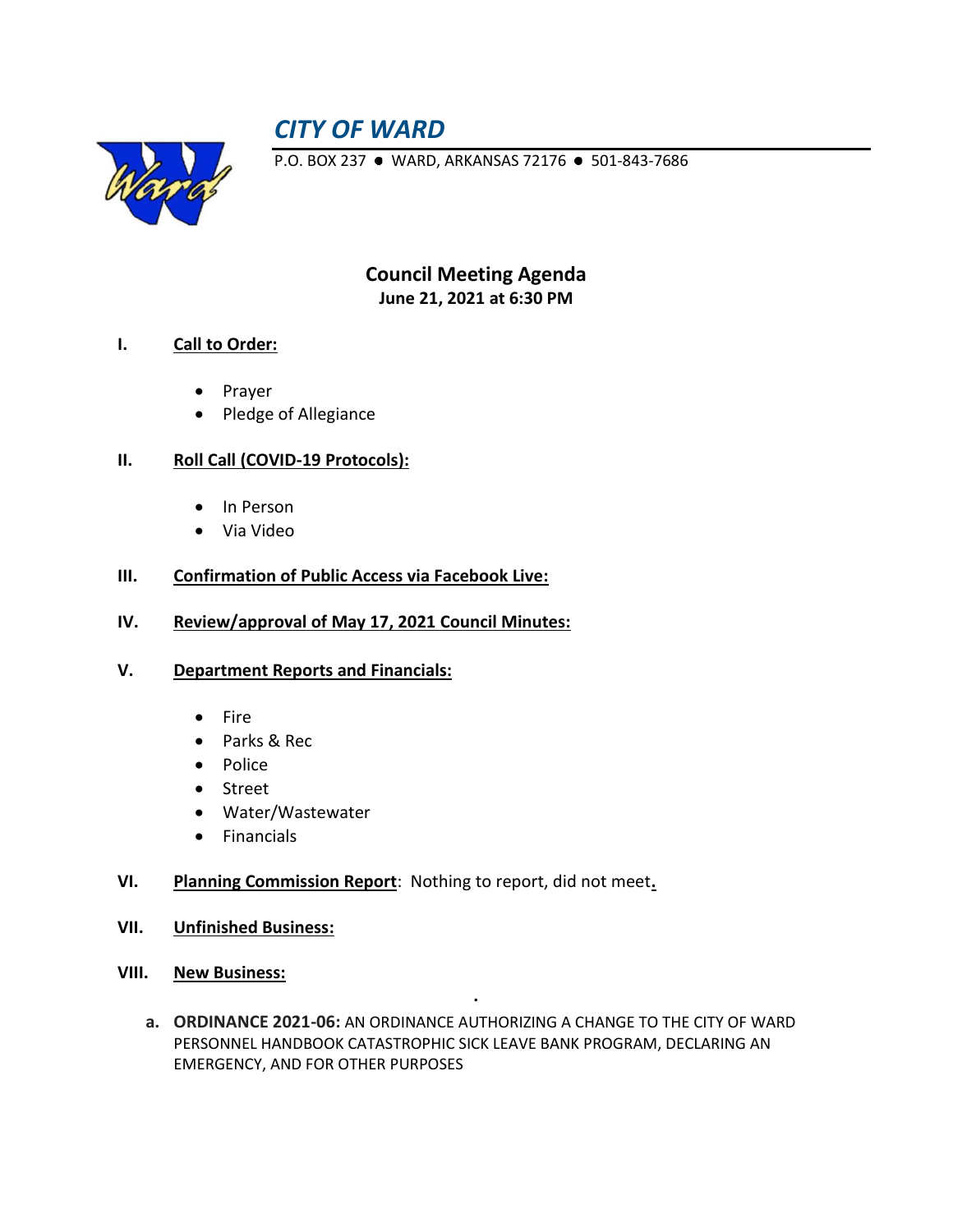# *CITY OF WARD*

P.O. BOX 237 ● WARD, ARKANSAS 72176 ● 501-843-7686

## Council Meeting Agenda

**June 21, 2021 at 6:30 PM**

**I. Call to Order:**

- Prayer
- Pledge of Allegiance

**II. Roll Call (COVID-19 Protocols):**

- In Person
- Via Video

**III. Confirmation of Public Access via Facebook Live:**

**IV. Review/approval of May 17, 2021 Council Minutes:**

**V. Department Reports and Financials:**

- Fire
- Parks & Rec
- Police
- Street
- Water/Wastewater
- Financials

**VI. Planning Commission Report**: Nothing to report, did not meet.

**VII. Unfinished Business:**

**VIII. New Business:**

a. **ORDINANCE 2021-06:** AN ORDINANCE AUTHORIZING A CHANGE TO THE CITY OF WARD PERSONNEL HANDBOOK CATASTROPHIC SICK LEAVE BANK PROGRAM, DECLARING AN EMERGENCY, AND FOR OTHER PURPOSES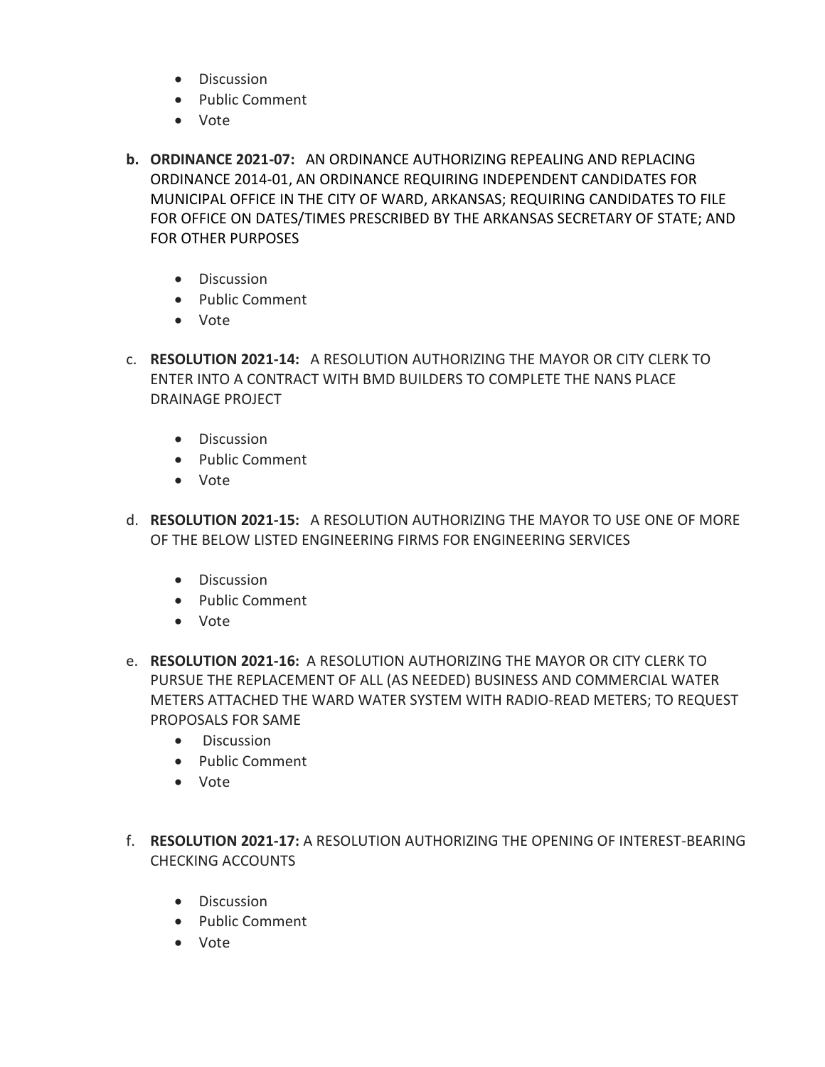- Discussion
- Public Comment
- Vote

**b. ORDINANCE 2021-07:** AN ORDINANCE AUTHORIZING REPEALING AND REPLACING ORDINANCE 2014-01, AN ORDINANCE REQUIRING INDEPENDENT CANDIDATES FOR MUNICIPAL OFFICE IN THE CITY OF WARD, ARKANSAS; REQUIRING CANDIDATES TO FILE FOR OFFICE ON DATES/TIMES PRESCRIBED BY THE ARKANSAS SECRETARY OF STATE; AND FOR OTHER PURPOSES

- Discussion
- Public Comment
- Vote

c. **RESOLUTION 2021-14:** A RESOLUTION AUTHORIZING THE MAYOR OR CITY CLERK TO ENTER INTO A CONTRACT WITH BMD BUILDERS TO COMPLETE THE NANS PLACE DRAINAGE PROJECT

- Discussion
- Public Comment
- Vote

d. **RESOLUTION 2021-15:** A RESOLUTION AUTHORIZING THE MAYOR TO USE ONE OF MORE OF THE BELOW LISTED ENGINEERING FIRMS FOR ENGINEERING SERVICES

- Discussion
- Public Comment
- Vote

e. **RESOLUTION 2021-16:** A RESOLUTION AUTHORIZING THE MAYOR OR CITY CLERK TO PURSUE THE REPLACEMENT OF ALL (AS NEEDED) BUSINESS AND COMMERCIAL WATER METERS ATTACHED THE WARD WATER SYSTEM WITH RADIO-READ METERS; TO REQUEST PROPOSALS FOR SAME

- Discussion
- Public Comment
- Vote

f. **RESOLUTION 2021-17:** A RESOLUTION AUTHORIZING THE OPENING OF INTEREST-BEARING CHECKING ACCOUNTS

- Discussion
- Public Comment
- Vote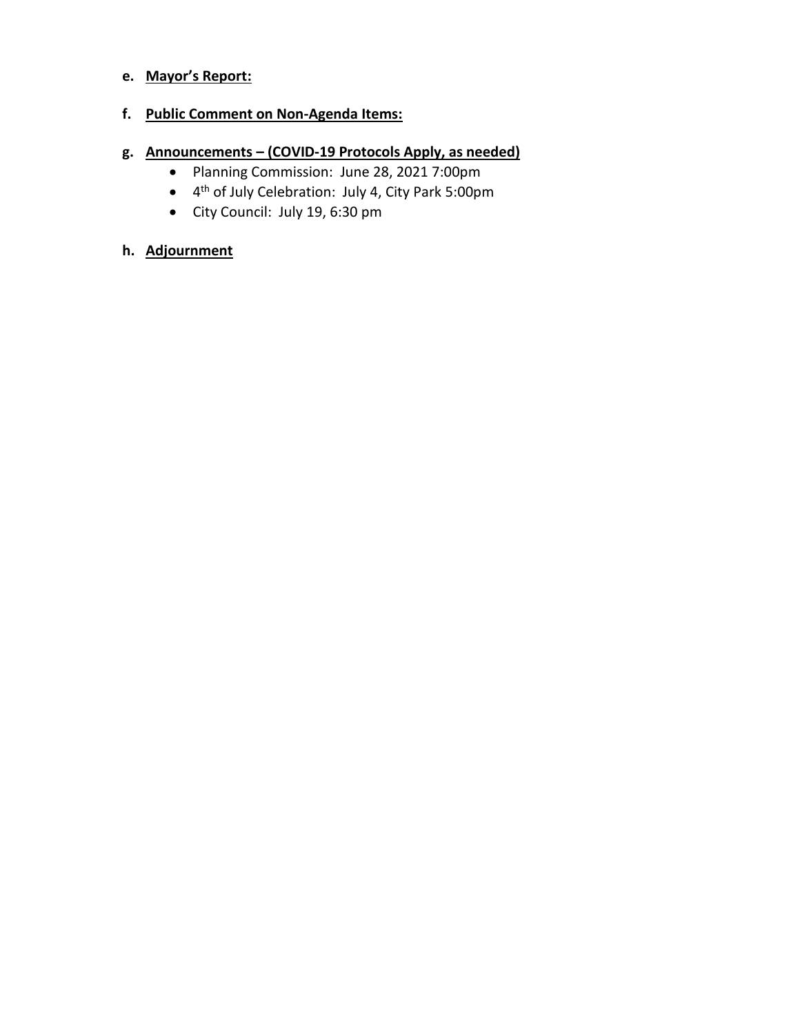**e. <u>Mayor's Report:</u>**

**f. <u>Public Comment on Non-Agenda Items:</u>**

**g. <u>Announcements – (COVID-19 Protocols Apply, as needed)</u>**

- Planning Commission: June 28, 2021 7:00pm
- 4th of July Celebration: July 4, City Park 5:00pm
- City Council: July 19, 6:30 pm

**h. <u>Adjournment</u>**